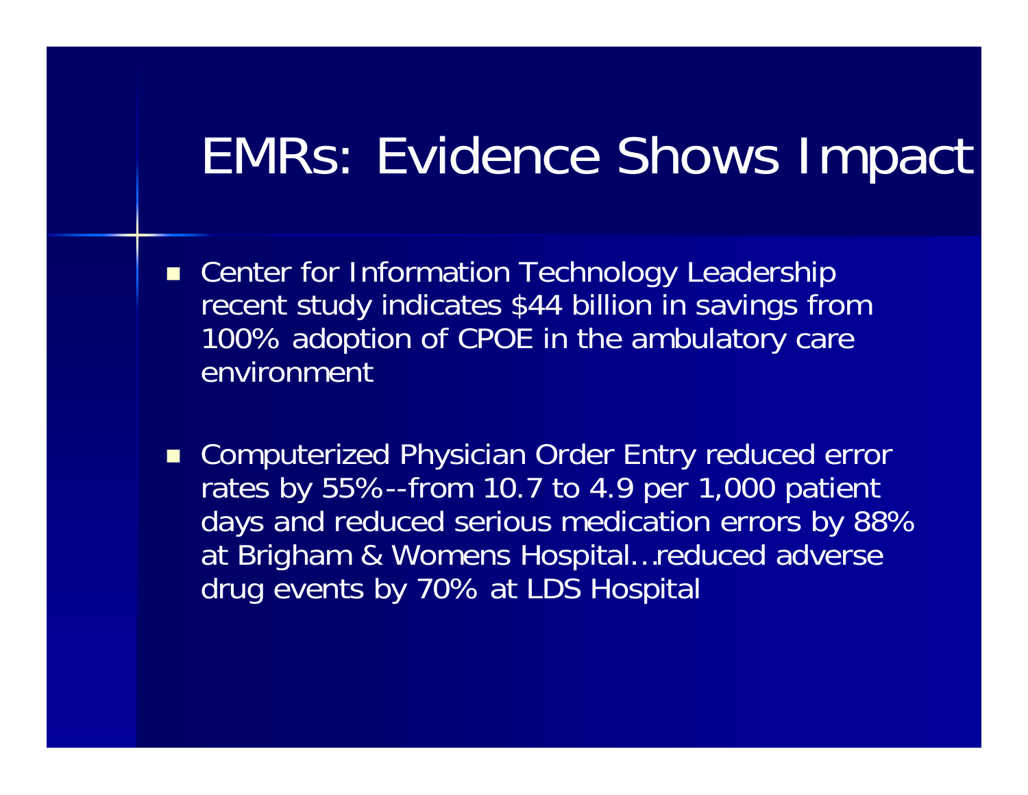# EMRs: Evidence Shows Impact

- Center for Information Technology Leadership recent study indicates $44 billion in savings from 100% adoption of CPOE in the ambulatory care environment

- Computerized Physician Order Entry reduced error rates by 55%--from 10.7 to 4.9 per 1,000 patient days and reduced serious medication errors by 88% at Brigham & Womens Hospital…reduced adverse drug events by 70% at LDS Hospital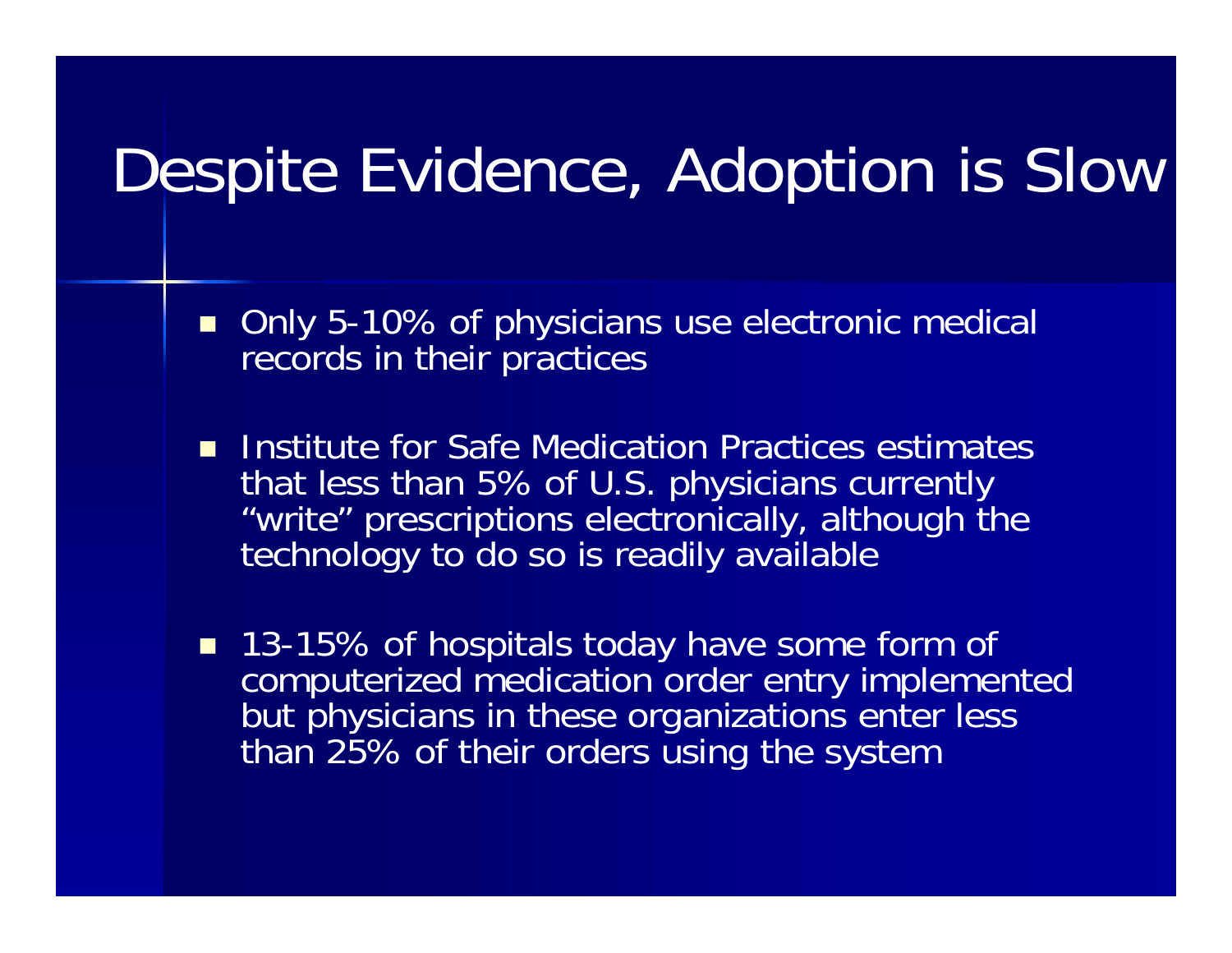# Despite Evidence, Adoption is Slow

- Only 5-10% of physicians use electronic medical records in their practices
- Institute for Safe Medication Practices estimates that less than 5% of U.S. physicians currently "write" prescriptions electronically, although the technology to do so is readily available
- 13-15% of hospitals today have some form of computerized medication order entry implemented but physicians in these organizations enter less than 25% of their orders using the system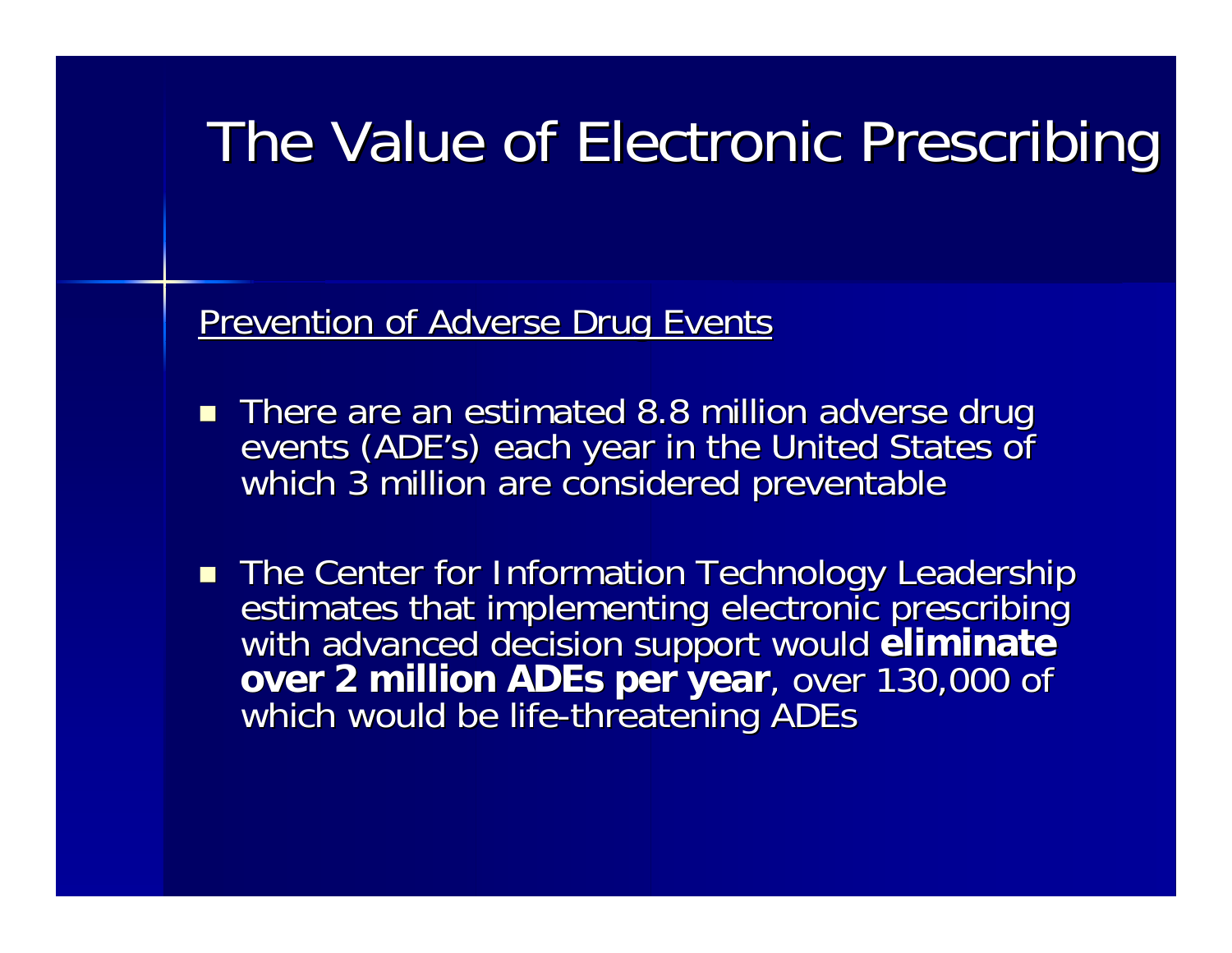# The Value of Electronic Prescribing

Prevention of Adverse Drug Events

- There are an estimated 8.8 million adverse drug events (ADE's) each year in the United States of which 3 million are considered preventable
- The Center for Information Technology Leadership estimates that implementing electronic prescribing with advanced decision support would **eliminate over 2 million ADEs per year**, over 130,000 of which would be life-threatening ADEs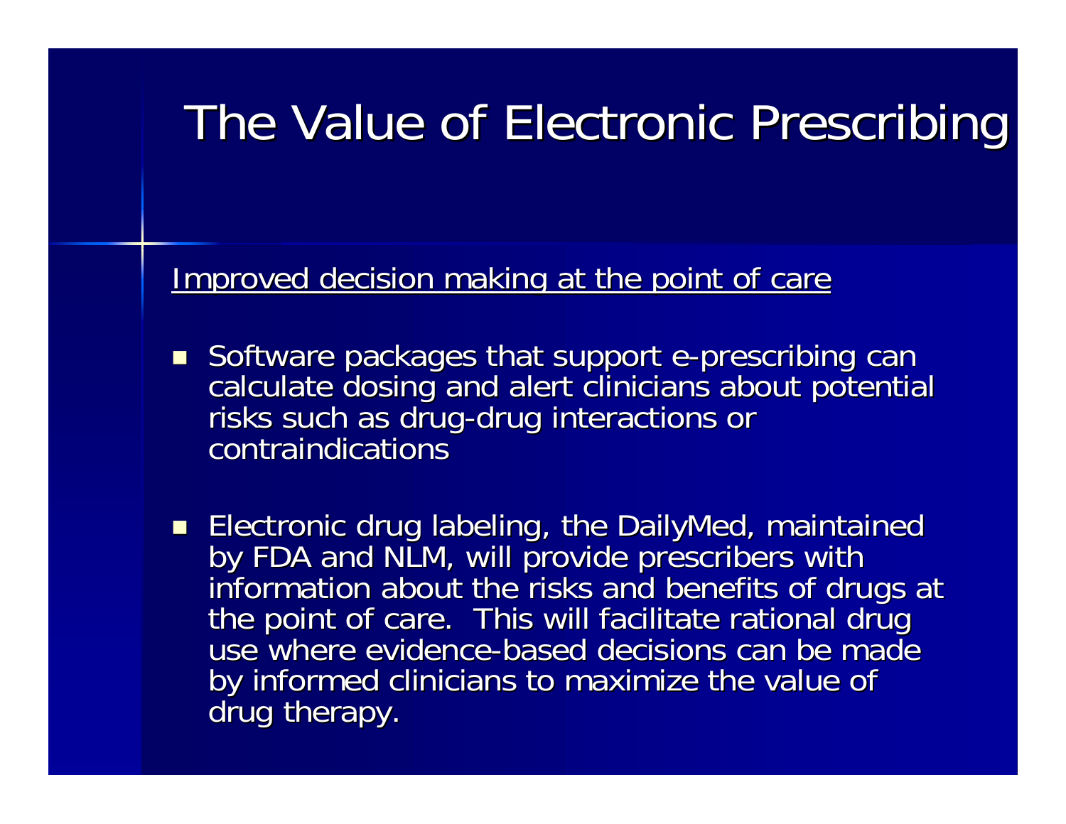# The Value of Electronic Prescribing

Improved decision making at the point of care

- Software packages that support e-prescribing can calculate dosing and alert clinicians about potential risks such as drug-drug interactions or contraindications

- Electronic drug labeling, the DailyMed, maintained by FDA and NLM, will provide prescribers with information about the risks and benefits of drugs at the point of care. This will facilitate rational drug use where evidence-based decisions can be made by informed clinicians to maximize the value of drug therapy.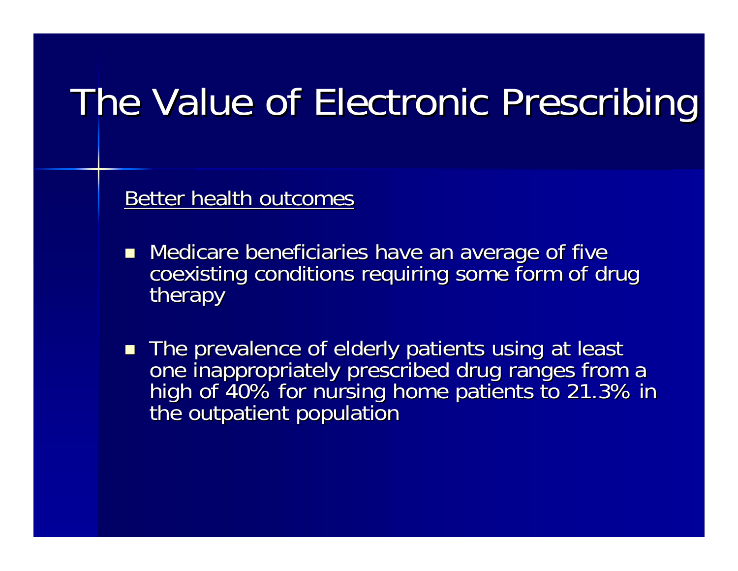# The Value of Electronic Prescribing

<u>Better health outcomes</u>

- Medicare beneficiaries have an average of five coexisting conditions requiring some form of drug therapy
- The prevalence of elderly patients using at least one inappropriately prescribed drug ranges from a high of 40% for nursing home patients to 21.3% in the outpatient population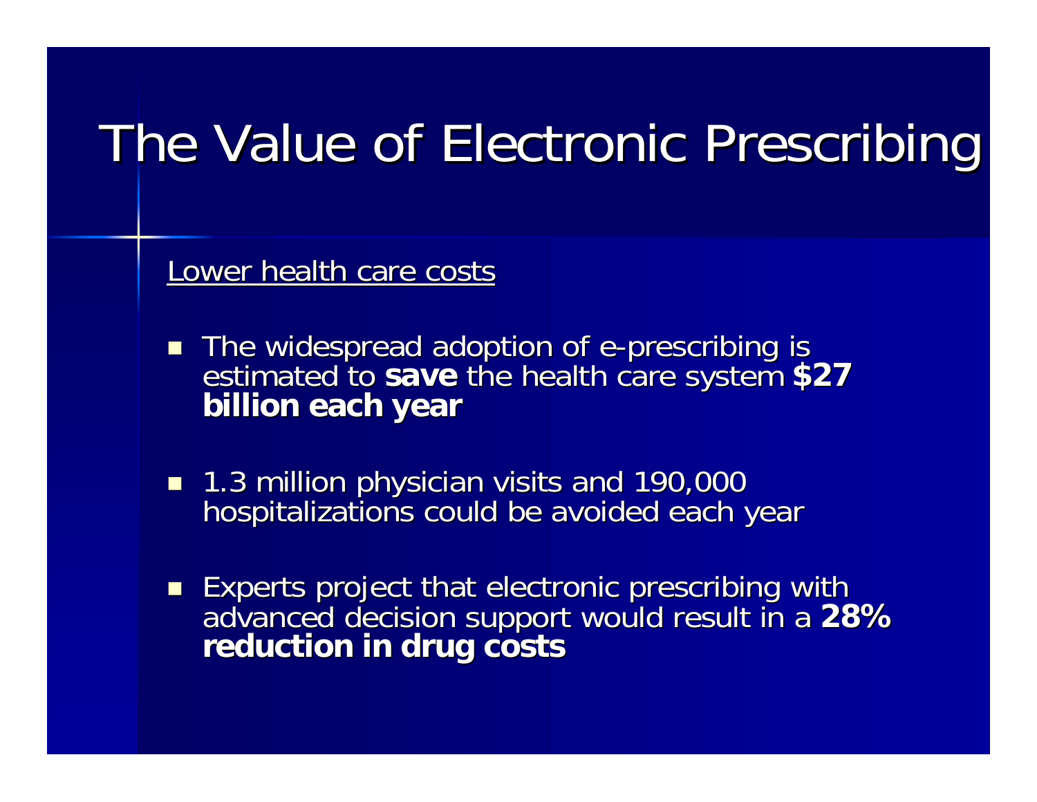# The Value of Electronic Prescribing

Lower health care costs

- The widespread adoption of e-prescribing is estimated to **save** the health care system **$27 billion each year**
- 1.3 million physician visits and 190,000 hospitalizations could be avoided each year
- Experts project that electronic prescribing with advanced decision support would result in a **28% reduction in drug costs**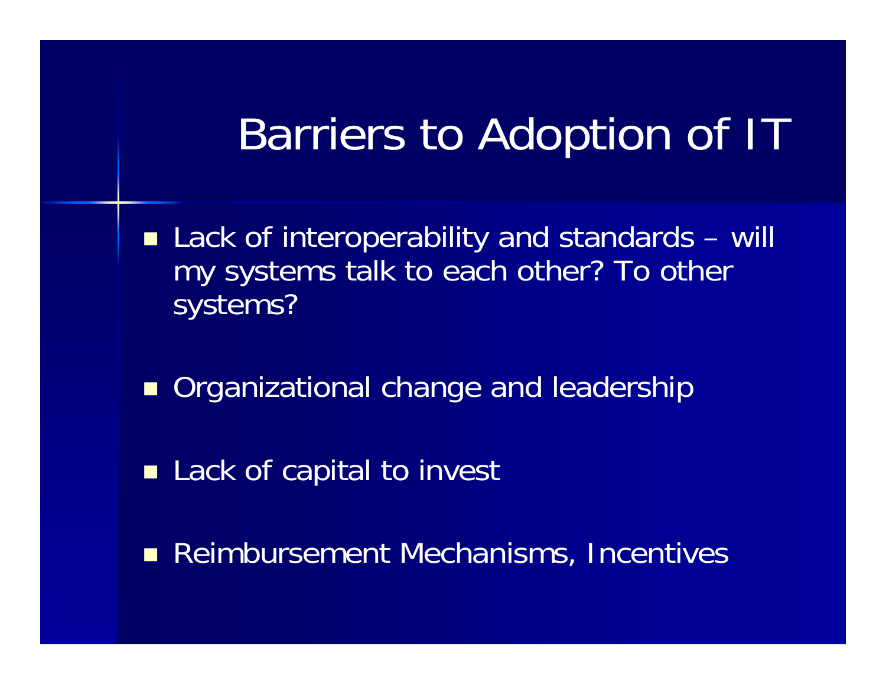# Barriers to Adoption of IT

- Lack of interoperability and standards – will my systems talk to each other? To other systems?
- Organizational change and leadership
- Lack of capital to invest
- Reimbursement Mechanisms, Incentives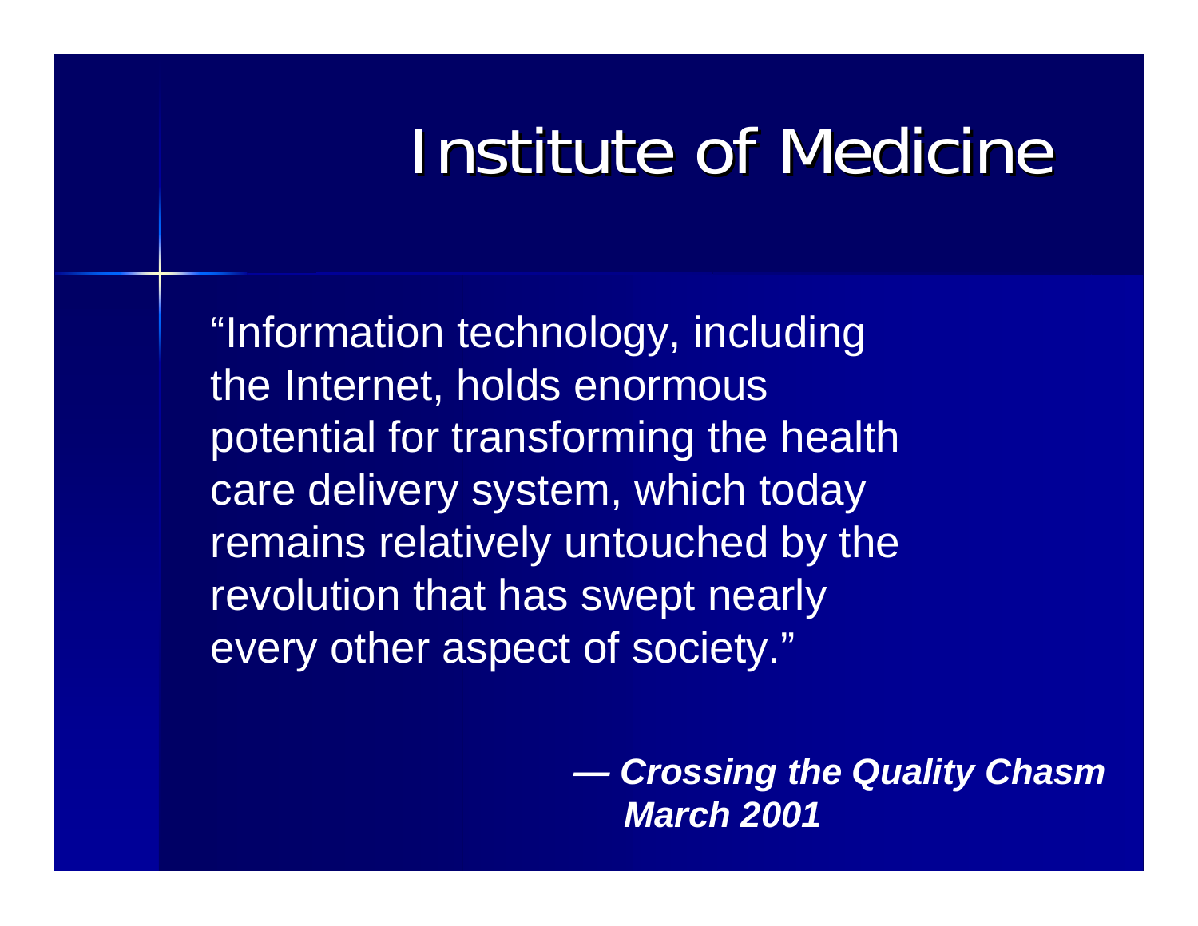# Institute of Medicine

"Information technology, including the Internet, holds enormous potential for transforming the health care delivery system, which today remains relatively untouched by the revolution that has swept nearly every other aspect of society."

***— Crossing the Quality Chasm***
***March 2001***